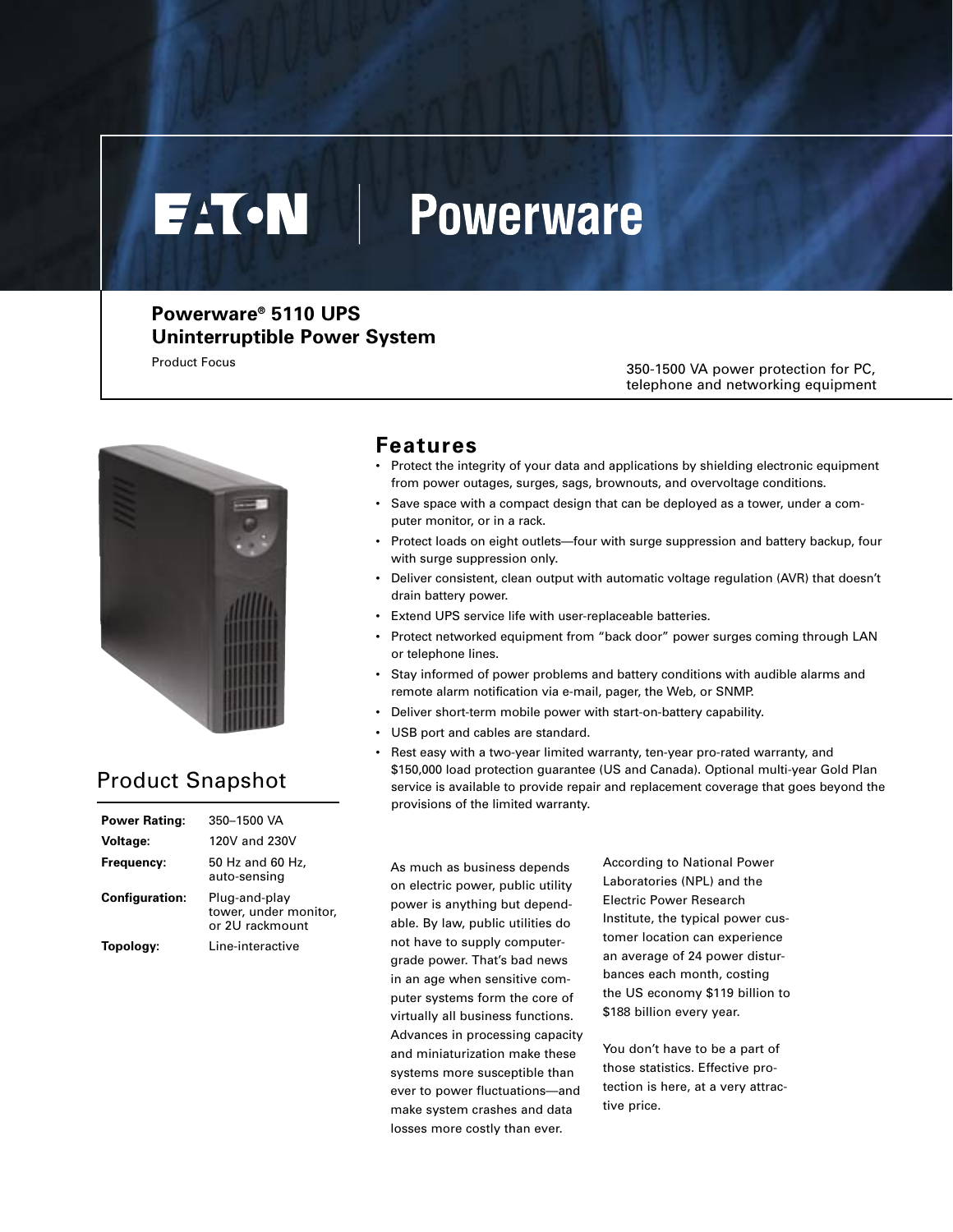EATON | Powerware

# Powerware® 5110 UPS Uninterruptible Power System

Product Focus

350-1500 VA power protection for PC, telephone and networking equipment

## Product Snapshot

| | |
|---|---|
| **Power Rating:** | 350–1500 VA |
| **Voltage:** | 120V and 230V |
| **Frequency:** | 50 Hz and 60 Hz, auto-sensing |
| **Configuration:** | Plug-and-play tower, under monitor, or 2U rackmount |
| **Topology:** | Line-interactive |

## Features

- Protect the integrity of your data and applications by shielding electronic equipment from power outages, surges, sags, brownouts, and overvoltage conditions.
- Save space with a compact design that can be deployed as a tower, under a computer monitor, or in a rack.
- Protect loads on eight outlets—four with surge suppression and battery backup, four with surge suppression only.
- Deliver consistent, clean output with automatic voltage regulation (AVR) that doesn't drain battery power.
- Extend UPS service life with user-replaceable batteries.
- Protect networked equipment from "back door" power surges coming through LAN or telephone lines.
- Stay informed of power problems and battery conditions with audible alarms and remote alarm notification via e-mail, pager, the Web, or SNMP.
- Deliver short-term mobile power with start-on-battery capability.
- USB port and cables are standard.
- Rest easy with a two-year limited warranty, ten-year pro-rated warranty, and $150,000 load protection guarantee (US and Canada). Optional multi-year Gold Plan service is available to provide repair and replacement coverage that goes beyond the provisions of the limited warranty.

As much as business depends on electric power, public utility power is anything but dependable. By law, public utilities do not have to supply computer-grade power. That's bad news in an age when sensitive computer systems form the core of virtually all business functions. Advances in processing capacity and miniaturization make these systems more susceptible than ever to power fluctuations—and make system crashes and data losses more costly than ever.

According to National Power Laboratories (NPL) and the Electric Power Research Institute, the typical power customer location can experience an average of 24 power disturbances each month, costing the US economy $119 billion to $188 billion every year.

You don't have to be a part of those statistics. Effective protection is here, at a very attractive price.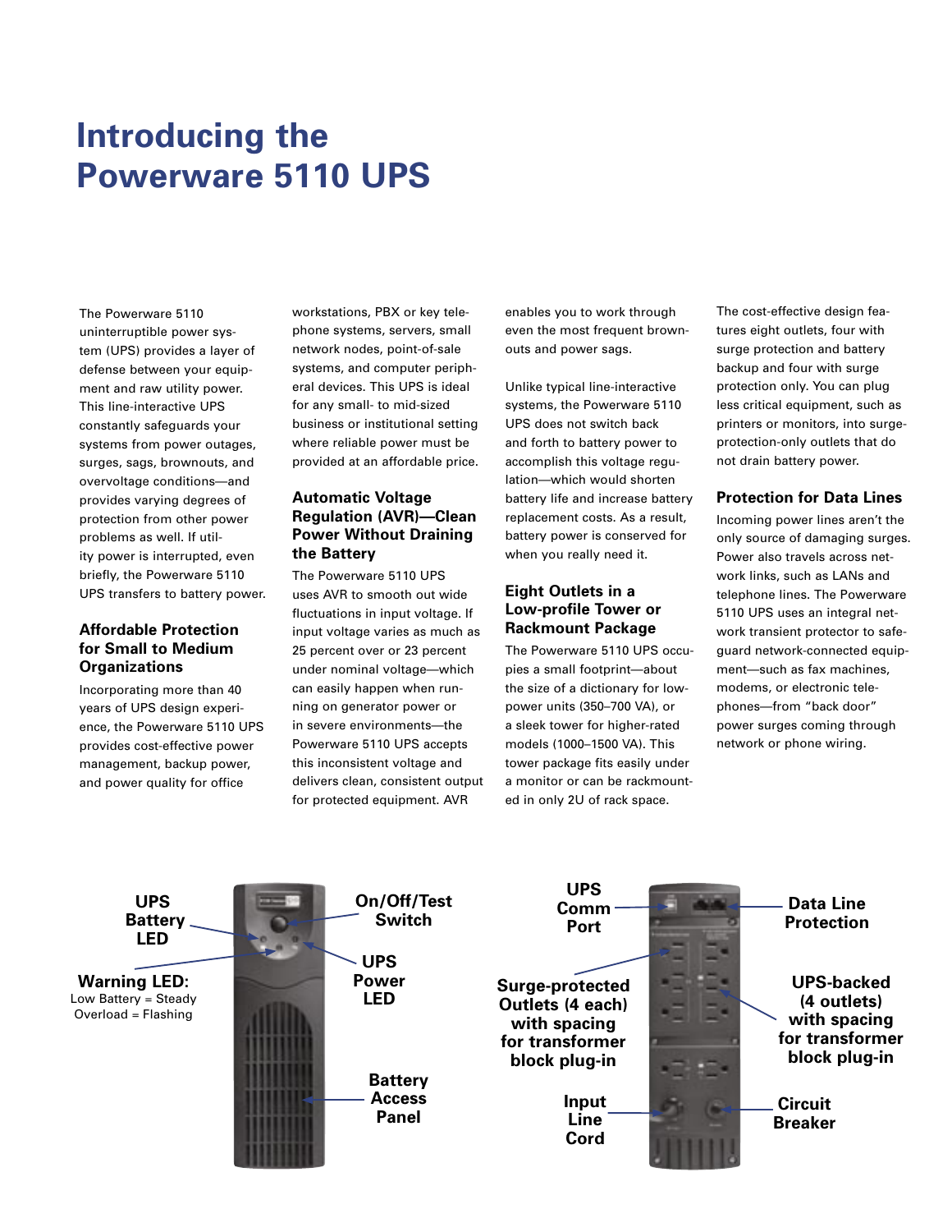# Introducing the Powerware 5110 UPS

The Powerware 5110 uninterruptible power system (UPS) provides a layer of defense between your equipment and raw utility power. This line-interactive UPS constantly safeguards your systems from power outages, surges, sags, brownouts, and overvoltage conditions—and provides varying degrees of protection from other power problems as well. If utility power is interrupted, even briefly, the Powerware 5110 UPS transfers to battery power.

## Affordable Protection for Small to Medium Organizations

Incorporating more than 40 years of UPS design experience, the Powerware 5110 UPS provides cost-effective power management, backup power, and power quality for office workstations, PBX or key telephone systems, servers, small network nodes, point-of-sale systems, and computer peripheral devices. This UPS is ideal for any small- to mid-sized business or institutional setting where reliable power must be provided at an affordable price.

## Automatic Voltage Regulation (AVR)—Clean Power Without Draining the Battery

The Powerware 5110 UPS uses AVR to smooth out wide fluctuations in input voltage. If input voltage varies as much as 25 percent over or 23 percent under nominal voltage—which can easily happen when running on generator power or in severe environments—the Powerware 5110 UPS accepts this inconsistent voltage and delivers clean, consistent output for protected equipment. AVR enables you to work through even the most frequent brownouts and power sags.

Unlike typical line-interactive systems, the Powerware 5110 UPS does not switch back and forth to battery power to accomplish this voltage regulation—which would shorten battery life and increase battery replacement costs. As a result, battery power is conserved for when you really need it.

## Eight Outlets in a Low-profile Tower or Rackmount Package

The Powerware 5110 UPS occupies a small footprint—about the size of a dictionary for low-power units (350–700 VA), or a sleek tower for higher-rated models (1000–1500 VA). This tower package fits easily under a monitor or can be rackmounted in only 2U of rack space.

The cost-effective design features eight outlets, four with surge protection and battery backup and four with surge protection only. You can plug less critical equipment, such as printers or monitors, into surge-protection-only outlets that do not drain battery power.

## Protection for Data Lines

Incoming power lines aren't the only source of damaging surges. Power also travels across network links, such as LANs and telephone lines. The Powerware 5110 UPS uses an integral network transient protector to safeguard network-connected equipment—such as fax machines, modems, or electronic telephones—from "back door" power surges coming through network or phone wiring.

**UPS Battery LED**

**Warning LED:**
Low Battery = Steady
Overload = Flashing

**On/Off/Test Switch**

**UPS Power LED**

**Battery Access Panel**

**UPS Comm Port**

**Data Line Protection**

**Surge-protected Outlets (4 each) with spacing for transformer block plug-in**

**UPS-backed (4 outlets) with spacing for transformer block plug-in**

**Input Line Cord**

**Circuit Breaker**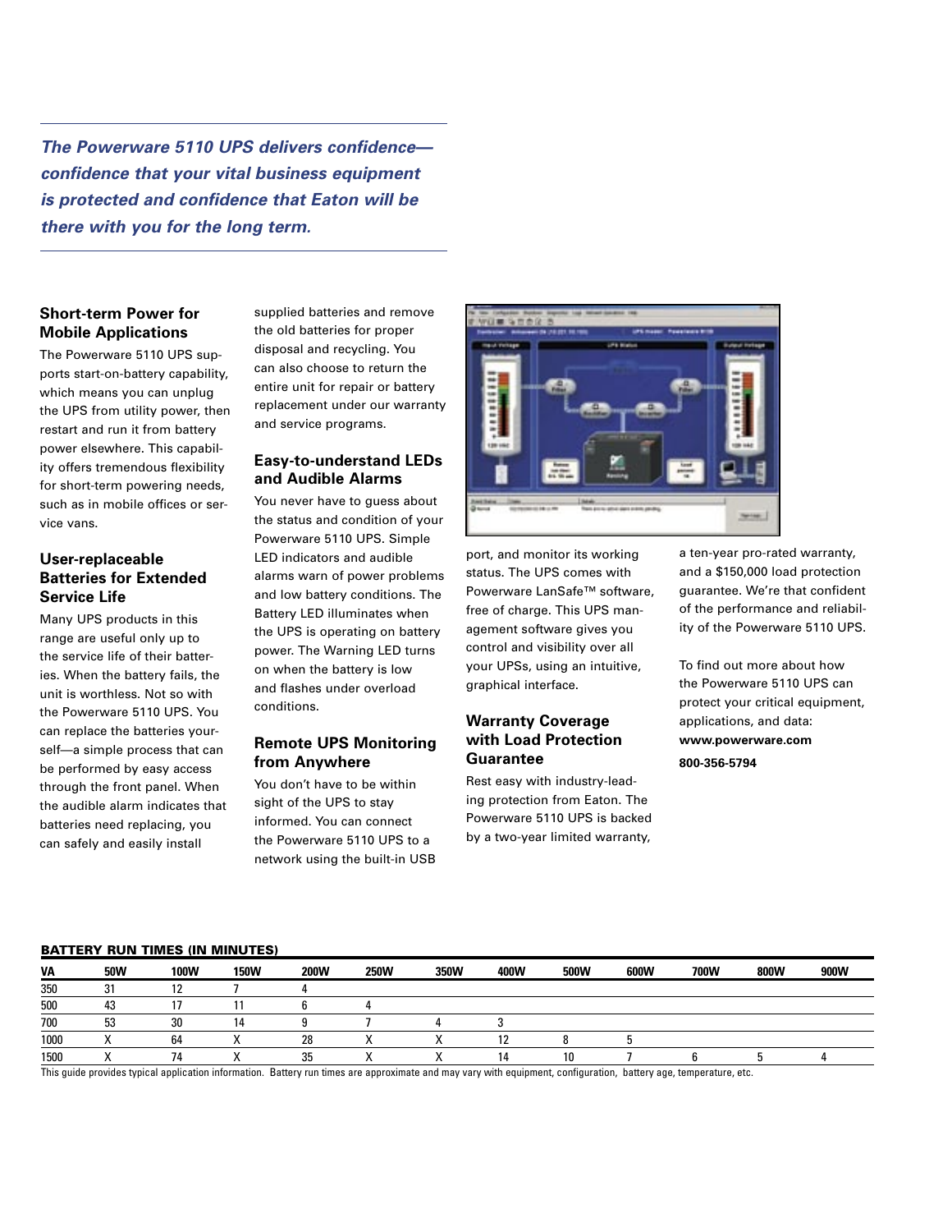*The Powerware 5110 UPS delivers confidence—confidence that your vital business equipment is protected and confidence that Eaton will be there with you for the long term.*

### Short-term Power for Mobile Applications

The Powerware 5110 UPS supports start-on-battery capability, which means you can unplug the UPS from utility power, then restart and run it from battery power elsewhere. This capability offers tremendous flexibility for short-term powering needs, such as in mobile offices or service vans.

### User-replaceable Batteries for Extended Service Life

Many UPS products in this range are useful only up to the service life of their batteries. When the battery fails, the unit is worthless. Not so with the Powerware 5110 UPS. You can replace the batteries yourself—a simple process that can be performed by easy access through the front panel. When the audible alarm indicates that batteries need replacing, you can safely and easily install supplied batteries and remove the old batteries for proper disposal and recycling. You can also choose to return the entire unit for repair or battery replacement under our warranty and service programs.

### Easy-to-understand LEDs and Audible Alarms

You never have to guess about the status and condition of your Powerware 5110 UPS. Simple LED indicators and audible alarms warn of power problems and low battery conditions. The Battery LED illuminates when the UPS is operating on battery power. The Warning LED turns on when the battery is low and flashes under overload conditions.

### Remote UPS Monitoring from Anywhere

You don't have to be within sight of the UPS to stay informed. You can connect the Powerware 5110 UPS to a network using the built-in USB port, and monitor its working status. The UPS comes with Powerware LanSafe™ software, free of charge. This UPS management software gives you control and visibility over all your UPSs, using an intuitive, graphical interface.

### Warranty Coverage with Load Protection Guarantee

Rest easy with industry-leading protection from Eaton. The Powerware 5110 UPS is backed by a two-year limited warranty, a ten-year pro-rated warranty, and a $150,000 load protection guarantee. We're that confident of the performance and reliability of the Powerware 5110 UPS.

To find out more about how the Powerware 5110 UPS can protect your critical equipment, applications, and data:

**www.powerware.com**

**800-356-5794**

**BATTERY RUN TIMES (IN MINUTES)**

| VA | 50W | 100W | 150W | 200W | 250W | 350W | 400W | 500W | 600W | 700W | 800W | 900W |
|---|---|---|---|---|---|---|---|---|---|---|---|---|
| 350 | 31 | 12 | 7 | 4 | | | | | | | | |
| 500 | 43 | 17 | 11 | 6 | 4 | | | | | | | |
| 700 | 53 | 30 | 14 | 9 | 7 | 4 | 3 | | | | | |
| 1000 | X | 64 | X | 28 | X | X | 12 | 8 | 5 | | | |
| 1500 | X | 74 | X | 35 | X | X | 14 | 10 | 7 | 6 | 5 | 4 |

This guide provides typical application information. Battery run times are approximate and may vary with equipment, configuration, battery age, temperature, etc.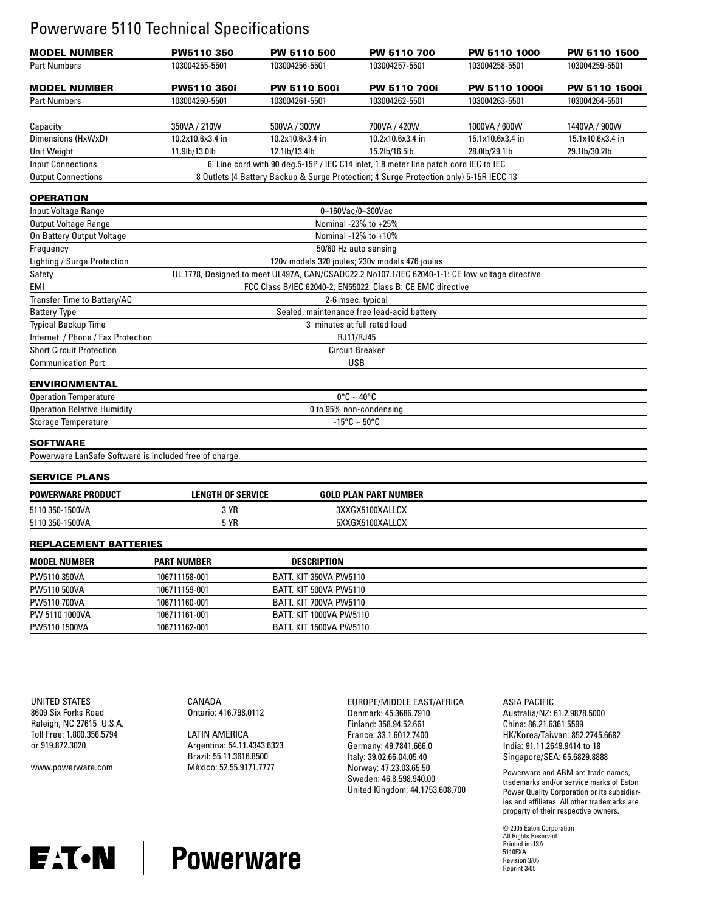# Powerware 5110 Technical Specifications

| MODEL NUMBER | PW5110 350 | PW 5110 500 | PW 5110 700 | PW 5110 1000 | PW 5110 1500 |
|---|---|---|---|---|---|
| Part Numbers | 103004255-5501 | 103004256-5501 | 103004257-5501 | 103004258-5501 | 103004259-5501 |
| **MODEL NUMBER** | **PW5110 350i** | **PW 5110 500i** | **PW 5110 700i** | **PW 5110 1000i** | **PW 5110 1500i** |
| Part Numbers | 103004260-5501 | 103004261-5501 | 103004262-5501 | 103004263-5501 | 103004264-5501 |
| Capacity | 350VA / 210W | 500VA / 300W | 700VA / 420W | 1000VA / 600W | 1440VA / 900W |
| Dimensions (HxWxD) | 10.2x10.6x3.4 in | 10.2x10.6x3.4 in | 10.2x10.6x3.4 in | 15.1x10.6x3.4 in | 15.1x10.6x3.4 in |
| Unit Weight | 11.9lb/13.0lb | 12.1lb/13.4lb | 15.2lb/16.5lb | 28.0lb/29.1lb | 29.1lb/30.2lb |
| Input Connections | 6' Line cord with 90 deg.5-15P / IEC C14 inlet, 1.8 meter line patch cord IEC to IEC | | | | |
| Output Connections | 8 Outlets (4 Battery Backup & Surge Protection; 4 Surge Protection only) 5-15R IECC 13 | | | | |

## OPERATION

| | |
|---|---|
| Input Voltage Range | 0–160Vac/0–300Vac |
| Output Voltage Range | Nominal -23% to +25% |
| On Battery Output Voltage | Nominal -12% to +10% |
| Frequency | 50/60 Hz auto sensing |
| Lighting / Surge Protection | 120v models 320 joules; 230v models 476 joules |
| Safety | UL 1778, Designed to meet UL497A, CAN/CSAOC22.2 No107.1/IEC 62040-1-1: CE low voltage directive |
| EMI | FCC Class B/IEC 62040-2, EN55022: Class B: CE EMC directive |
| Transfer Time to Battery/AC | 2-6 msec. typical |
| Battery Type | Sealed, maintenance free lead-acid battery |
| Typical Backup Time | 3 minutes at full rated load |
| Internet / Phone / Fax Protection | RJ11/RJ45 |
| Short Circuit Protection | Circuit Breaker |
| Communication Port | USB |

## ENVIRONMENTAL

| | |
|---|---|
| Operation Temperature | 0°C ~ 40°C |
| Operation Relative Humidity | 0 to 95% non-condensing |
| Storage Temperature | -15°C ~ 50°C |

## SOFTWARE

Powerware LanSafe Software is included free of charge.

## SERVICE PLANS

| POWERWARE PRODUCT | LENGTH OF SERVICE | GOLD PLAN PART NUMBER |
|---|---|---|
| 5110 350-1500VA | 3 YR | 3XXGX5100XALLCX |
| 5110 350-1500VA | 5 YR | 5XXGX5100XALLCX |

## REPLACEMENT BATTERIES

| MODEL NUMBER | PART NUMBER | DESCRIPTION |
|---|---|---|
| PW5110 350VA | 106711158-001 | BATT. KIT 350VA PW5110 |
| PW5110 500VA | 106711159-001 | BATT. KIT 500VA PW5110 |
| PW5110 700VA | 106711160-001 | BATT. KIT 700VA PW5110 |
| PW 5110 1000VA | 106711161-001 | BATT. KIT 1000VA PW5110 |
| PW5110 1500VA | 106711162-001 | BATT. KIT 1500VA PW5110 |

UNITED STATES
8609 Six Forks Road
Raleigh, NC 27615 U.S.A.
Toll Free: 1.800.356.5794
or 919.872.3020

www.powerware.com

CANADA
Ontario: 416.798.0112

LATIN AMERICA
Argentina: 54.11.4343.6323
Brazil: 55.11.3616.8500
México: 52.55.9171.7777

EUROPE/MIDDLE EAST/AFRICA
Denmark: 45.3686.7910
Finland: 358.94.52.661
France: 33.1.6012.7400
Germany: 49.7841.666.0
Italy: 39.02.66.04.05.40
Norway: 47.23.03.65.50
Sweden: 46.8.598.940.00
United Kingdom: 44.1753.608.700

ASIA PACIFIC
Australia/NZ: 61.2.9878.5000
China: 86.21.6361.5599
HK/Korea/Taiwan: 852.2745.6682
India: 91.11.2649.9414 to 18
Singapore/SEA: 65.6829.8888

Powerware and ABM are trade names, trademarks and/or service marks of Eaton Power Quality Corporation or its subsidiaries and affiliates. All other trademarks are property of their respective owners.

© 2005 Eaton Corporation
All Rights Reserved
Printed in USA
5110FXA
Revision 3/05
Reprint 3/05

EATON | Powerware